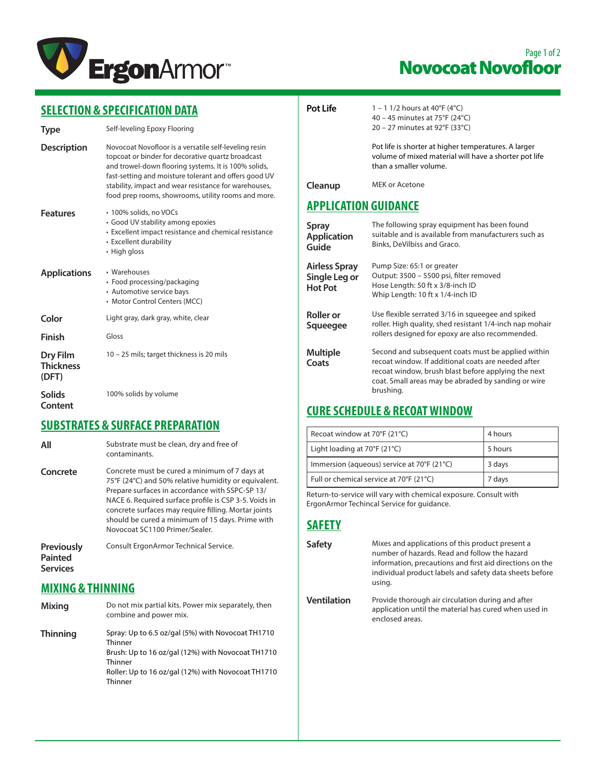# ErgonArmor™

# Novocoat Novofloor

## SELECTION & SPECIFICATION DATA

**Type**
Self-leveling Epoxy Flooring

**Description**
Novocoat Novofloor is a versatile self-leveling resin topcoat or binder for decorative quartz broadcast and trowel-down flooring systems. It is 100% solids, fast-setting and moisture tolerant and offers good UV stability, impact and wear resistance for warehouses, food prep rooms, showrooms, utility rooms and more.

**Features**
- 100% solids, no VOCs
- Good UV stability among epoxies
- Excellent impact resistance and chemical resistance
- Excellent durability
- High gloss

**Applications**
- Warehouses
- Food processing/packaging
- Automotive service bays
- Motor Control Centers (MCC)

**Color**
Light gray, dark gray, white, clear

**Finish**
Gloss

**Dry Film Thickness (DFT)**
10 – 25 mils; target thickness is 20 mils

**Solids Content**
100% solids by volume

## SUBSTRATES & SURFACE PREPARATION

**All**
Substrate must be clean, dry and free of contaminants.

**Concrete**
Concrete must be cured a minimum of 7 days at 75°F (24°C) and 50% relative humidity or equivalent. Prepare surfaces in accordance with SSPC-SP 13/ NACE 6. Required surface profile is CSP 3-5. Voids in concrete surfaces may require filling. Mortar joints should be cured a minimum of 15 days. Prime with Novocoat SC1100 Primer/Sealer.

**Previously Painted Services**
Consult ErgonArmor Technical Service.

## MIXING & THINNING

**Mixing**
Do not mix partial kits. Power mix separately, then combine and power mix.

**Thinning**
Spray: Up to 6.5 oz/gal (5%) with Novocoat TH1710 Thinner
Brush: Up to 16 oz/gal (12%) with Novocoat TH1710 Thinner
Roller: Up to 16 oz/gal (12%) with Novocoat TH1710 Thinner

**Pot Life**
1 – 1 1/2 hours at 40°F (4°C)
40 – 45 minutes at 75°F (24°C)
20 – 27 minutes at 92°F (33°C)

Pot life is shorter at higher temperatures. A larger volume of mixed material will have a shorter pot life than a smaller volume.

**Cleanup**
MEK or Acetone

## APPLICATION GUIDANCE

**Spray Application Guide**
The following spray equipment has been found suitable and is available from manufacturers such as Binks, DeVilbiss and Graco.

**Airless Spray Single Leg or Hot Pot**
Pump Size: 65:1 or greater
Output: 3500 – 5500 psi, filter removed
Hose Length: 50 ft x 3/8-inch ID
Whip Length: 10 ft x 1/4-inch ID

**Roller or Squeegee**
Use flexible serrated 3/16 in squeegee and spiked roller. High quality, shed resistant 1/4-inch nap mohair rollers designed for epoxy are also recommended.

**Multiple Coats**
Second and subsequent coats must be applied within recoat window. If additional coats are needed after recoat window, brush blast before applying the next coat. Small areas may be abraded by sanding or wire brushing.

## CURE SCHEDULE & RECOAT WINDOW

| | |
|---|---|
| Recoat window at 70°F (21°C) | 4 hours |
| Light loading at 70°F (21°C) | 5 hours |
| Immersion (aqueous) service at 70°F (21°C) | 3 days |
| Full or chemical service at 70°F (21°C) | 7 days |

Return-to-service will vary with chemical exposure. Consult with ErgonArmor Techincal Service for guidance.

## SAFETY

**Safety**
Mixes and applications of this product present a number of hazards. Read and follow the hazard information, precautions and first aid directions on the individual product labels and safety data sheets before using.

**Ventilation**
Provide thorough air circulation during and after application until the material has cured when used in enclosed areas.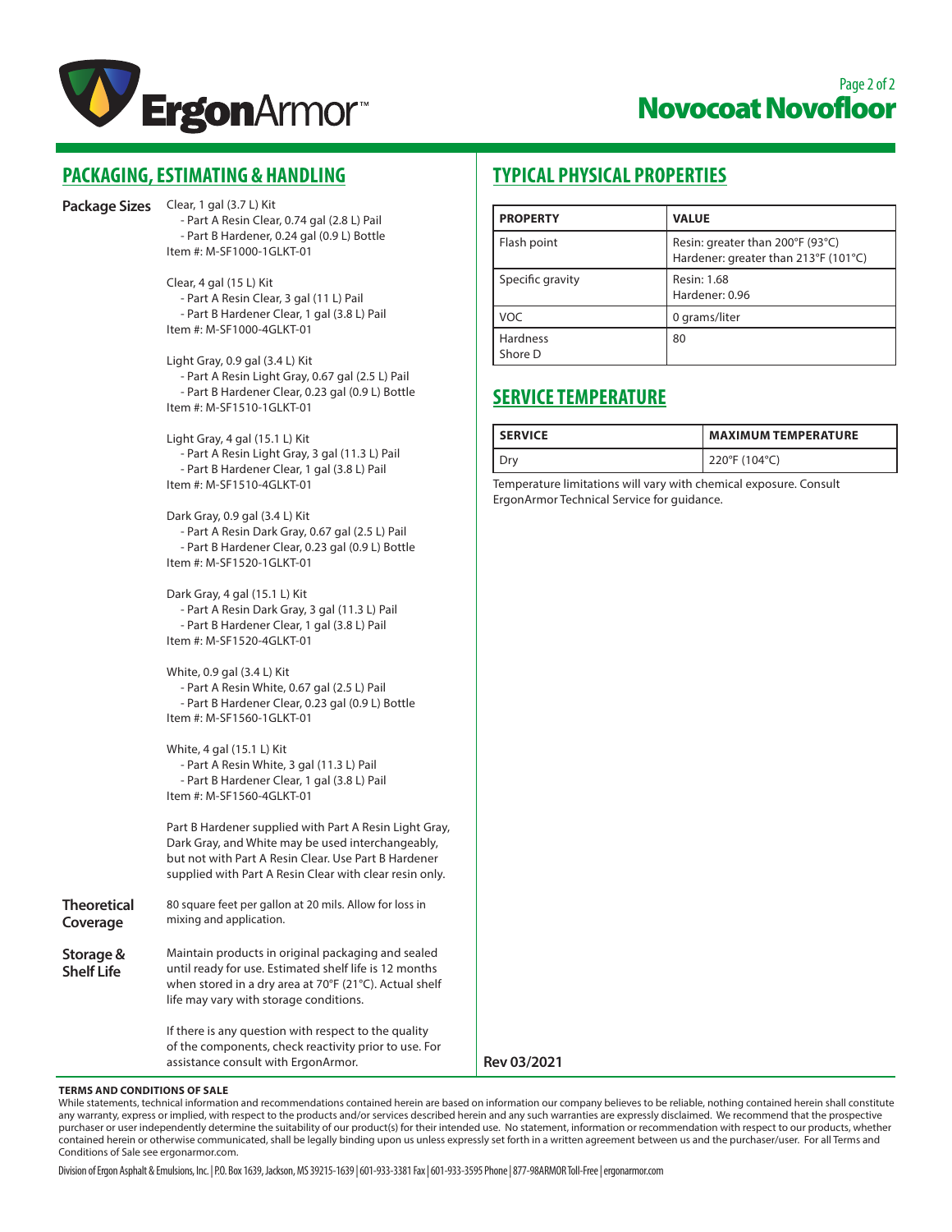# Novocoat Novofloor

## PACKAGING, ESTIMATING & HANDLING

**Package Sizes**

Clear, 1 gal (3.7 L) Kit
- Part A Resin Clear, 0.74 gal (2.8 L) Pail
- Part B Hardener, 0.24 gal (0.9 L) Bottle

Item #: M-SF1000-1GLKT-01

Clear, 4 gal (15 L) Kit
- Part A Resin Clear, 3 gal (11 L) Pail
- Part B Hardener Clear, 1 gal (3.8 L) Pail

Item #: M-SF1000-4GLKT-01

Light Gray, 0.9 gal (3.4 L) Kit
- Part A Resin Light Gray, 0.67 gal (2.5 L) Pail
- Part B Hardener Clear, 0.23 gal (0.9 L) Bottle

Item #: M-SF1510-1GLKT-01

Light Gray, 4 gal (15.1 L) Kit
- Part A Resin Light Gray, 3 gal (11.3 L) Pail
- Part B Hardener Clear, 1 gal (3.8 L) Pail

Item #: M-SF1510-4GLKT-01

Dark Gray, 0.9 gal (3.4 L) Kit
- Part A Resin Dark Gray, 0.67 gal (2.5 L) Pail
- Part B Hardener Clear, 0.23 gal (0.9 L) Bottle

Item #: M-SF1520-1GLKT-01

Dark Gray, 4 gal (15.1 L) Kit
- Part A Resin Dark Gray, 3 gal (11.3 L) Pail
- Part B Hardener Clear, 1 gal (3.8 L) Pail

Item #: M-SF1520-4GLKT-01

White, 0.9 gal (3.4 L) Kit
- Part A Resin White, 0.67 gal (2.5 L) Pail
- Part B Hardener Clear, 0.23 gal (0.9 L) Bottle

Item #: M-SF1560-1GLKT-01

White, 4 gal (15.1 L) Kit
- Part A Resin White, 3 gal (11.3 L) Pail
- Part B Hardener Clear, 1 gal (3.8 L) Pail

Item #: M-SF1560-4GLKT-01

Part B Hardener supplied with Part A Resin Light Gray, Dark Gray, and White may be used interchangeably, but not with Part A Resin Clear. Use Part B Hardener supplied with Part A Resin Clear with clear resin only.

**Theoretical Coverage**

80 square feet per gallon at 20 mils. Allow for loss in mixing and application.

**Storage & Shelf Life**

Maintain products in original packaging and sealed until ready for use. Estimated shelf life is 12 months when stored in a dry area at 70°F (21°C). Actual shelf life may vary with storage conditions.

If there is any question with respect to the quality of the components, check reactivity prior to use. For assistance consult with ErgonArmor.

## TYPICAL PHYSICAL PROPERTIES

| PROPERTY | VALUE |
| --- | --- |
| Flash point | Resin: greater than 200°F (93°C)<br>Hardener: greater than 213°F (101°C) |
| Specific gravity | Resin: 1.68<br>Hardener: 0.96 |
| VOC | 0 grams/liter |
| Hardness Shore D | 80 |

## SERVICE TEMPERATURE

| SERVICE | MAXIMUM TEMPERATURE |
| --- | --- |
| Dry | 220°F (104°C) |

Temperature limitations will vary with chemical exposure. Consult ErgonArmor Technical Service for guidance.

**Rev 03/2021**

**TERMS AND CONDITIONS OF SALE**

While statements, technical information and recommendations contained herein are based on information our company believes to be reliable, nothing contained herein shall constitute any warranty, express or implied, with respect to the products and/or services described herein and any such warranties are expressly disclaimed. We recommend that the prospective purchaser or user independently determine the suitability of our product(s) for their intended use. No statement, information or recommendation with respect to our products, whether contained herein or otherwise communicated, shall be legally binding upon us unless expressly set forth in a written agreement between us and the purchaser/user. For all Terms and Conditions of Sale see ergonarmor.com.

Division of Ergon Asphalt & Emulsions, Inc. | P.O. Box 1639, Jackson, MS 39215-1639 | 601-933-3381 Fax | 601-933-3595 Phone | 877-98ARMOR Toll-Free | ergonarmor.com